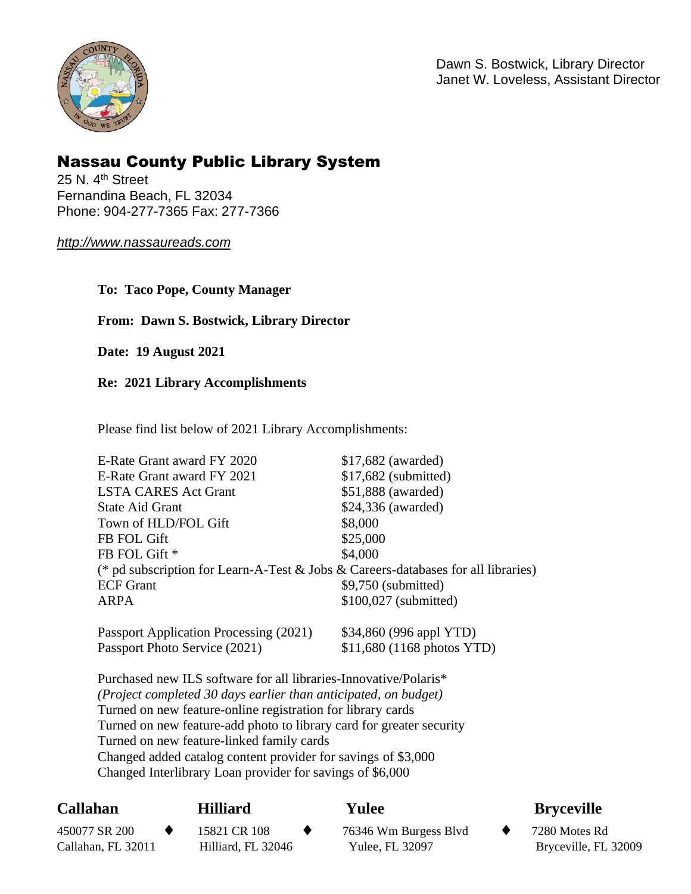Dawn S. Bostwick, Library Director
Janet W. Loveless, Assistant Director

# Nassau County Public Library System

25 N. 4th Street
Fernandina Beach, FL 32034
Phone: 904-277-7365 Fax: 277-7366

http://www.nassaureads.com

**To: Taco Pope, County Manager**

**From: Dawn S. Bostwick, Library Director**

**Date: 19 August 2021**

**Re: 2021 Library Accomplishments**

Please find list below of 2021 Library Accomplishments:

| | |
|---|---|
| E-Rate Grant award FY 2020 | $17,682 (awarded) |
| E-Rate Grant award FY 2021 | $17,682 (submitted) |
| LSTA CARES Act Grant | $51,888 (awarded) |
| State Aid Grant | $24,336 (awarded) |
| Town of HLD/FOL Gift | $8,000 |
| FB FOL Gift | $25,000 |
| FB FOL Gift * | $4,000 |

(* pd subscription for Learn-A-Test & Jobs & Careers-databases for all libraries)

| | |
|---|---|
| ECF Grant | $9,750 (submitted) |
| ARPA | $100,027 (submitted) |

| | |
|---|---|
| Passport Application Processing (2021) | $34,860 (996 appl YTD) |
| Passport Photo Service (2021) | $11,680 (1168 photos YTD) |

Purchased new ILS software for all libraries-Innovative/Polaris*
*(Project completed 30 days earlier than anticipated, on budget)*
Turned on new feature-online registration for library cards
Turned on new feature-add photo to library card for greater security
Turned on new feature-linked family cards
Changed added catalog content provider for savings of $3,000
Changed Interlibrary Loan provider for savings of $6,000

**Callahan** 450077 SR 200, Callahan, FL 32011 ♦ **Hilliard** 15821 CR 108, Hilliard, FL 32046 ♦ **Yulee** 76346 Wm Burgess Blvd, Yulee, FL 32097 ♦ **Bryceville** 7280 Motes Rd, Bryceville, FL 32009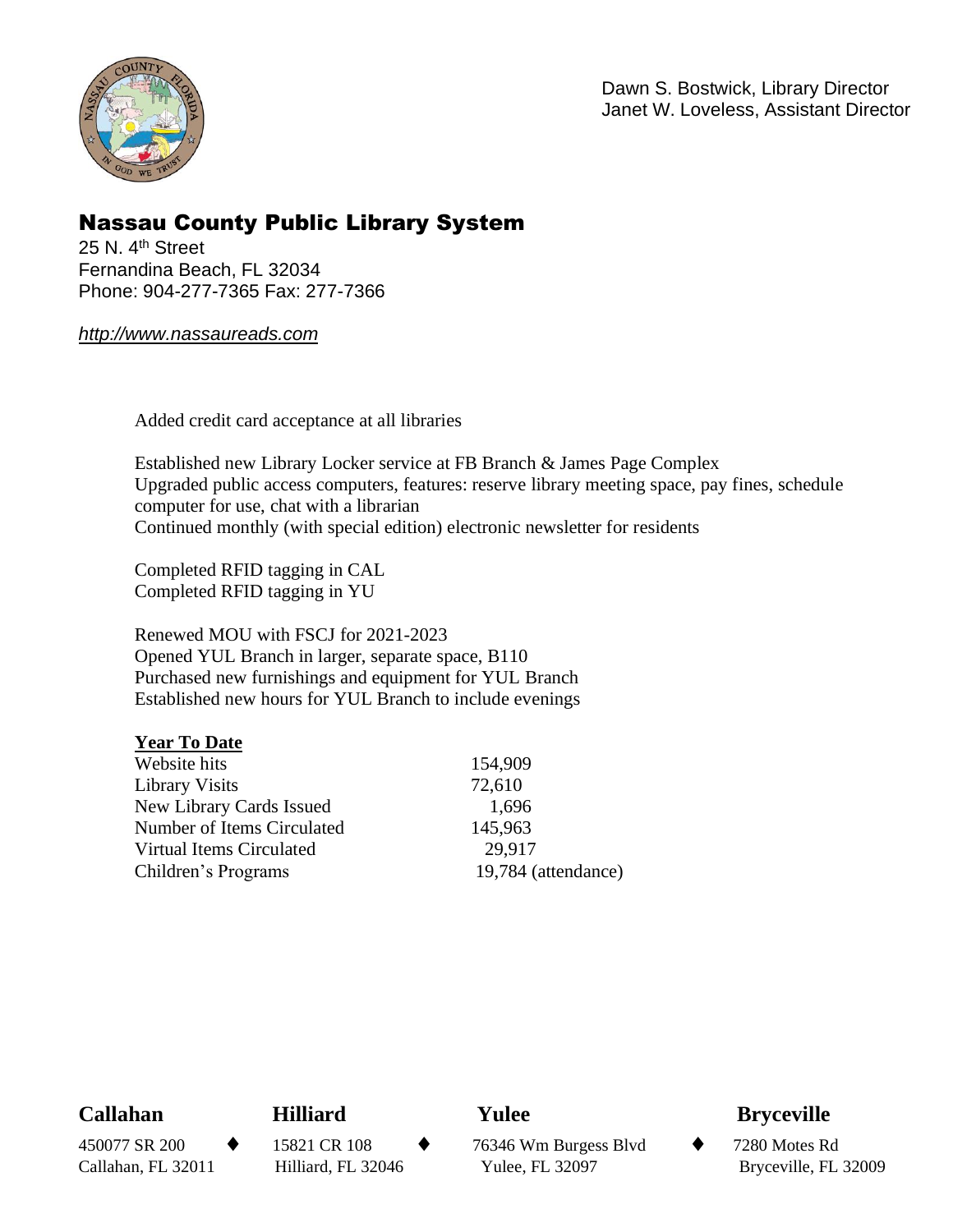Dawn S. Bostwick, Library Director
Janet W. Loveless, Assistant Director

## Nassau County Public Library System

25 N. 4th Street
Fernandina Beach, FL 32034
Phone: 904-277-7365 Fax: 277-7366

*http://www.nassaureads.com*

Added credit card acceptance at all libraries

Established new Library Locker service at FB Branch & James Page Complex
Upgraded public access computers, features: reserve library meeting space, pay fines, schedule computer for use, chat with a librarian
Continued monthly (with special edition) electronic newsletter for residents

Completed RFID tagging in CAL
Completed RFID tagging in YU

Renewed MOU with FSCJ for 2021-2023
Opened YUL Branch in larger, separate space, B110
Purchased new furnishings and equipment for YUL Branch
Established new hours for YUL Branch to include evenings

**Year To Date**

| | |
|---|---|
| Website hits | 154,909 |
| Library Visits | 72,610 |
| New Library Cards Issued | 1,696 |
| Number of Items Circulated | 145,963 |
| Virtual Items Circulated | 29,917 |
| Children's Programs | 19,784 (attendance) |

**Callahan**
450077 SR 200
Callahan, FL 32011

**Hilliard**
15821 CR 108
Hilliard, FL 32046

**Yulee**
76346 Wm Burgess Blvd
Yulee, FL 32097

**Bryceville**
7280 Motes Rd
Bryceville, FL 32009